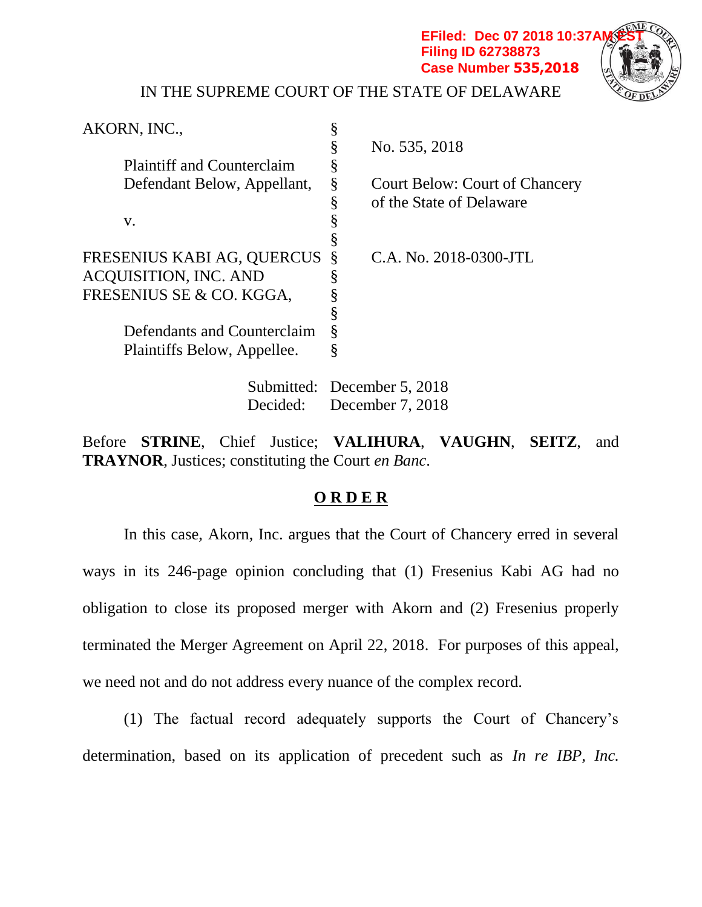EFiled: Dec 07 2018 10:37AM EST
Filing ID 62738873
Case Number 535,2018

IN THE SUPREME COURT OF THE STATE OF DELAWARE

| | | |
|---|---|---|
| AKORN, INC., | § | |
| | § | No. 535, 2018 |
| Plaintiff and Counterclaim | § | |
| Defendant Below, Appellant, | § | Court Below: Court of Chancery |
| | § | of the State of Delaware |
| v. | § | |
| | § | |
| FRESENIUS KABI AG, QUERCUS | § | C.A. No. 2018-0300-JTL |
| ACQUISITION, INC. AND | § | |
| FRESENIUS SE & CO. KGGA, | § | |
| | § | |
| Defendants and Counterclaim | § | |
| Plaintiffs Below, Appellee. | § | |

Submitted: December 5, 2018
Decided: December 7, 2018

Before **STRINE**, Chief Justice; **VALIHURA**, **VAUGHN**, **SEITZ**, and **TRAYNOR**, Justices; constituting the Court *en Banc*.

## ORDER

In this case, Akorn, Inc. argues that the Court of Chancery erred in several ways in its 246-page opinion concluding that (1) Fresenius Kabi AG had no obligation to close its proposed merger with Akorn and (2) Fresenius properly terminated the Merger Agreement on April 22, 2018. For purposes of this appeal, we need not and do not address every nuance of the complex record.

(1) The factual record adequately supports the Court of Chancery's determination, based on its application of precedent such as *In re IBP, Inc.*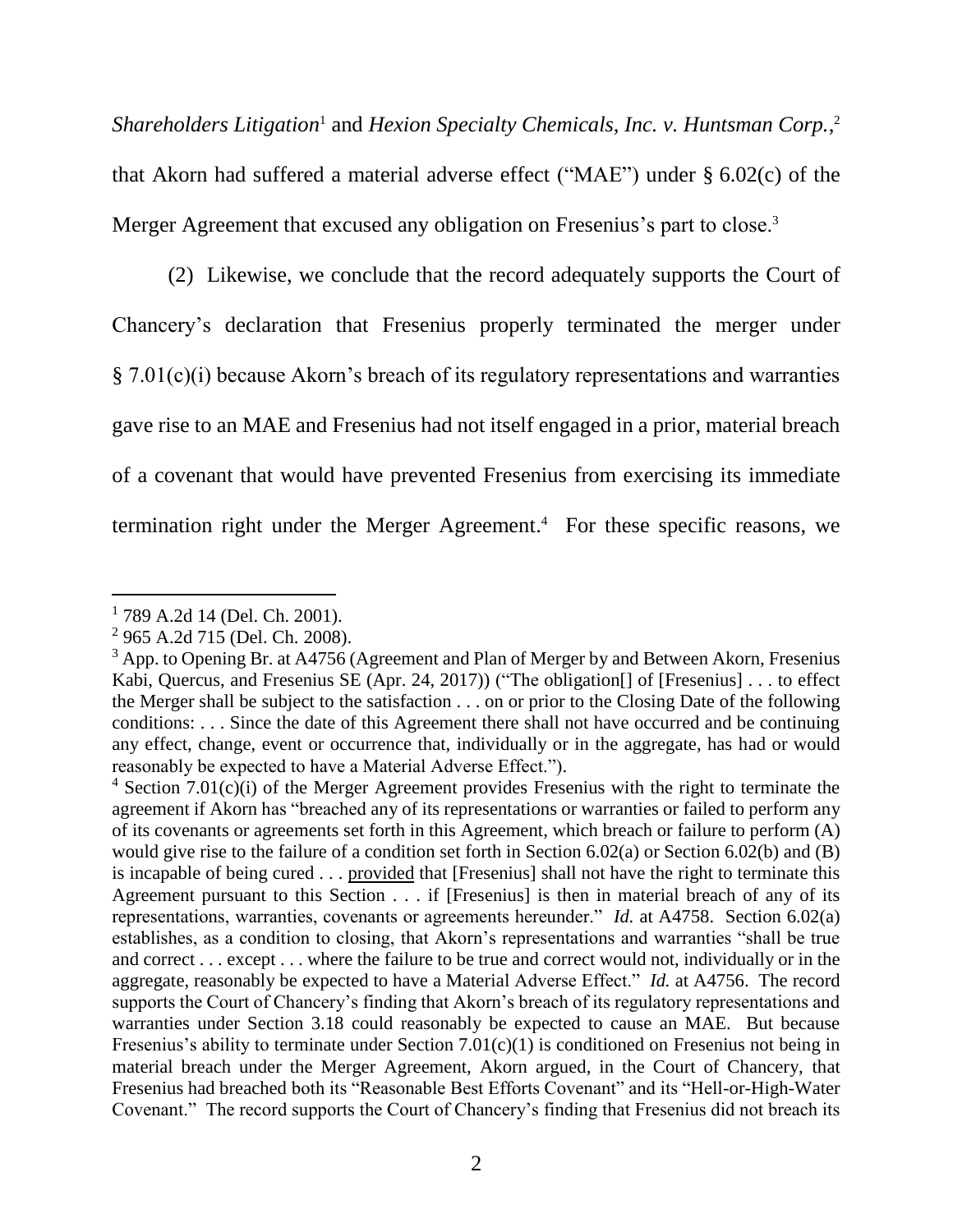*Shareholders Litigation*[1] and *Hexion Specialty Chemicals, Inc. v. Huntsman Corp.*,[2] that Akorn had suffered a material adverse effect ("MAE") under § 6.02(c) of the Merger Agreement that excused any obligation on Fresenius's part to close.[3]

(2) Likewise, we conclude that the record adequately supports the Court of Chancery's declaration that Fresenius properly terminated the merger under § 7.01(c)(i) because Akorn's breach of its regulatory representations and warranties gave rise to an MAE and Fresenius had not itself engaged in a prior, material breach of a covenant that would have prevented Fresenius from exercising its immediate termination right under the Merger Agreement.[4] For these specific reasons, we

---

[1] 789 A.2d 14 (Del. Ch. 2001).

[2] 965 A.2d 715 (Del. Ch. 2008).

[3] App. to Opening Br. at A4756 (Agreement and Plan of Merger by and Between Akorn, Fresenius Kabi, Quercus, and Fresenius SE (Apr. 24, 2017)) ("The obligation[] of [Fresenius] . . . to effect the Merger shall be subject to the satisfaction . . . on or prior to the Closing Date of the following conditions: . . . Since the date of this Agreement there shall not have occurred and be continuing any effect, change, event or occurrence that, individually or in the aggregate, has had or would reasonably be expected to have a Material Adverse Effect.").

[4] Section 7.01(c)(i) of the Merger Agreement provides Fresenius with the right to terminate the agreement if Akorn has "breached any of its representations or warranties or failed to perform any of its covenants or agreements set forth in this Agreement, which breach or failure to perform (A) would give rise to the failure of a condition set forth in Section 6.02(a) or Section 6.02(b) and (B) is incapable of being cured . . . provided that [Fresenius] shall not have the right to terminate this Agreement pursuant to this Section . . . if [Fresenius] is then in material breach of any of its representations, warranties, covenants or agreements hereunder." *Id.* at A4758. Section 6.02(a) establishes, as a condition to closing, that Akorn's representations and warranties "shall be true and correct . . . except . . . where the failure to be true and correct would not, individually or in the aggregate, reasonably be expected to have a Material Adverse Effect." *Id.* at A4756. The record supports the Court of Chancery's finding that Akorn's breach of its regulatory representations and warranties under Section 3.18 could reasonably be expected to cause an MAE. But because Fresenius's ability to terminate under Section 7.01(c)(1) is conditioned on Fresenius not being in material breach under the Merger Agreement, Akorn argued, in the Court of Chancery, that Fresenius had breached both its "Reasonable Best Efforts Covenant" and its "Hell-or-High-Water Covenant." The record supports the Court of Chancery's finding that Fresenius did not breach its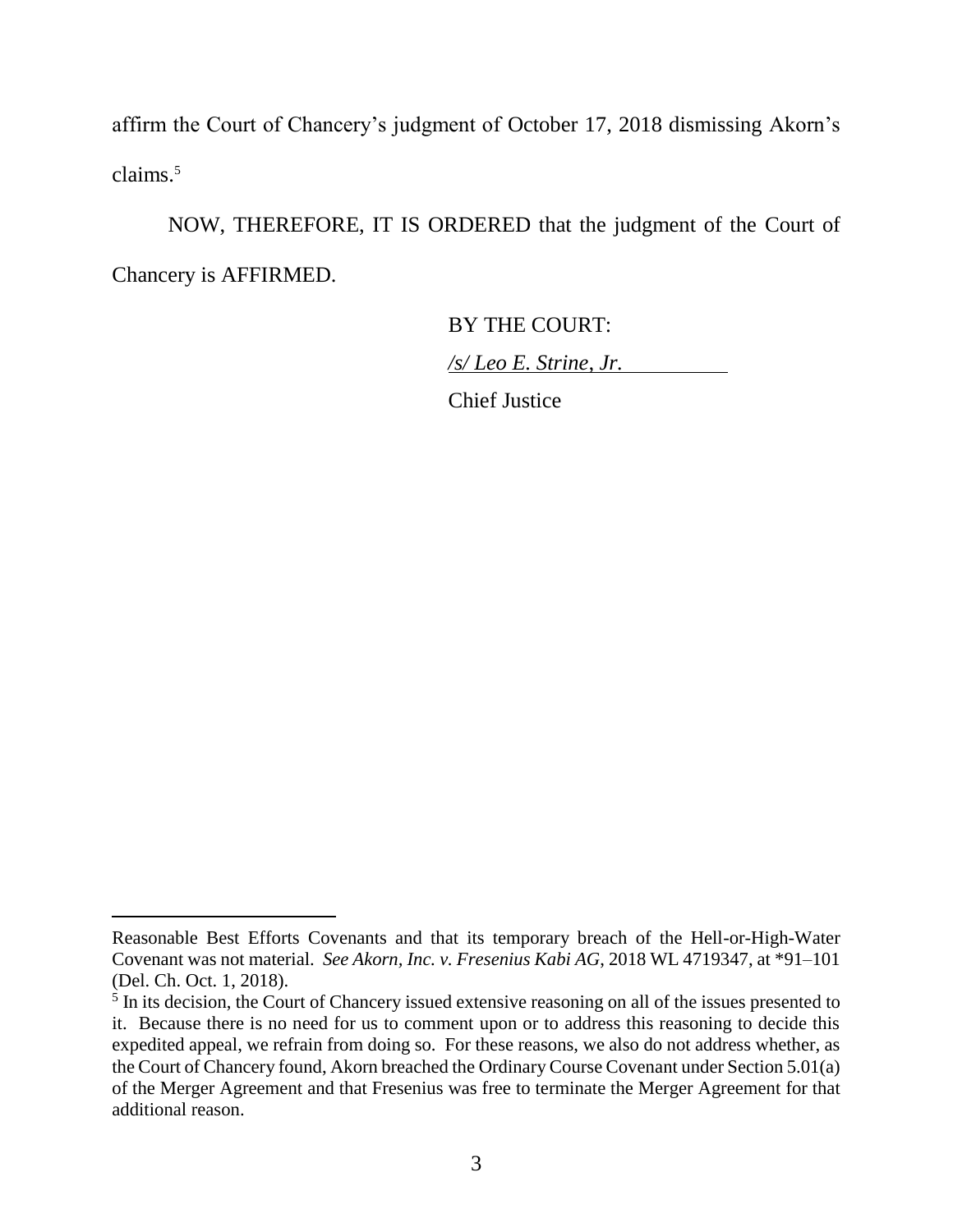affirm the Court of Chancery's judgment of October 17, 2018 dismissing Akorn's claims.[5]

NOW, THEREFORE, IT IS ORDERED that the judgment of the Court of Chancery is AFFIRMED.

BY THE COURT:

*/s/ Leo E. Strine, Jr.*

Chief Justice

---

Reasonable Best Efforts Covenants and that its temporary breach of the Hell-or-High-Water Covenant was not material. *See Akorn, Inc. v. Fresenius Kabi AG*, 2018 WL 4719347, at *91–101 (Del. Ch. Oct. 1, 2018).

[5] In its decision, the Court of Chancery issued extensive reasoning on all of the issues presented to it. Because there is no need for us to comment upon or to address this reasoning to decide this expedited appeal, we refrain from doing so. For these reasons, we also do not address whether, as the Court of Chancery found, Akorn breached the Ordinary Course Covenant under Section 5.01(a) of the Merger Agreement and that Fresenius was free to terminate the Merger Agreement for that additional reason.